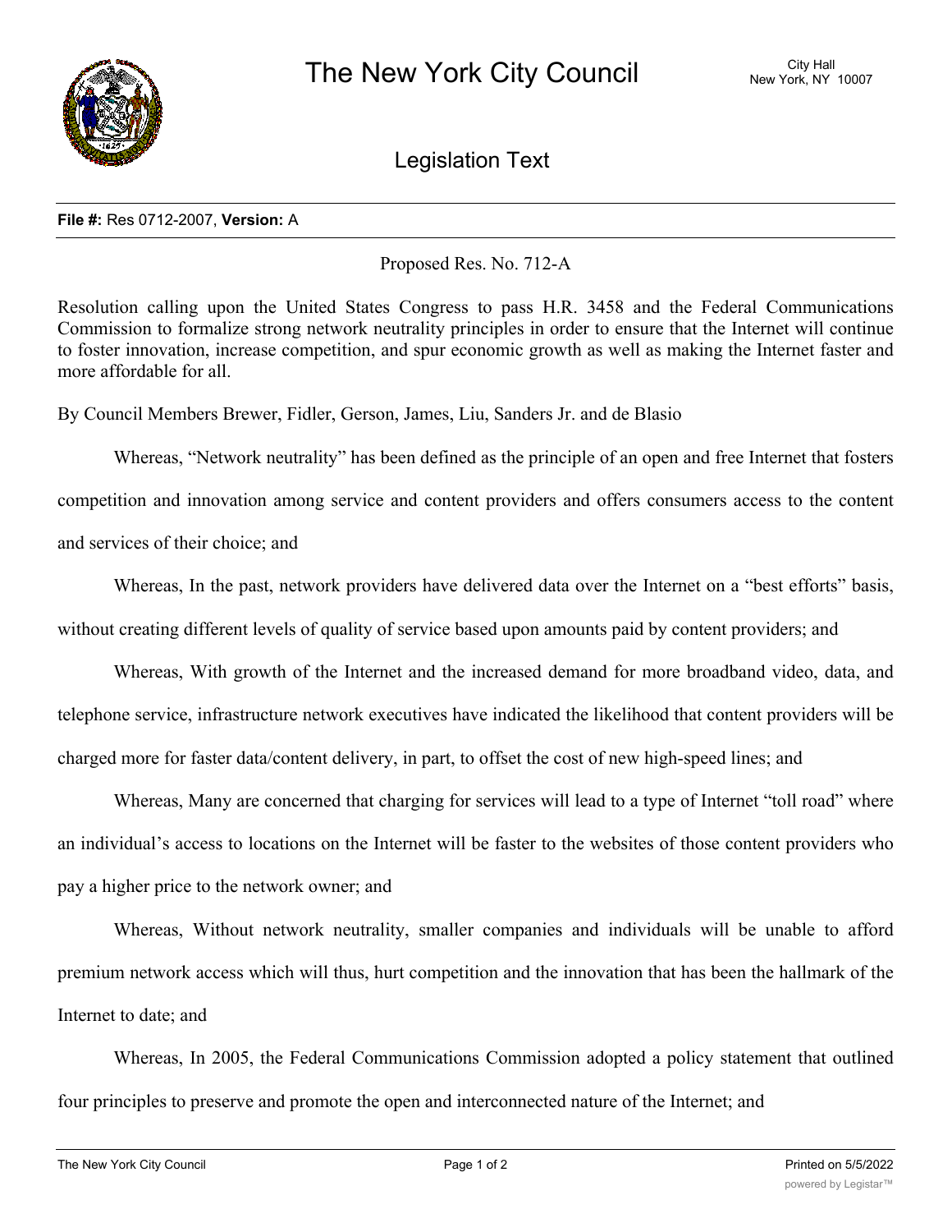# The New York City Council

City Hall
New York, NY 10007

## Legislation Text

**File #:** Res 0712-2007, **Version:** A

Proposed Res. No. 712-A

Resolution calling upon the United States Congress to pass H.R. 3458 and the Federal Communications Commission to formalize strong network neutrality principles in order to ensure that the Internet will continue to foster innovation, increase competition, and spur economic growth as well as making the Internet faster and more affordable for all.

By Council Members Brewer, Fidler, Gerson, James, Liu, Sanders Jr. and de Blasio

Whereas, "Network neutrality" has been defined as the principle of an open and free Internet that fosters competition and innovation among service and content providers and offers consumers access to the content and services of their choice; and

Whereas, In the past, network providers have delivered data over the Internet on a "best efforts" basis, without creating different levels of quality of service based upon amounts paid by content providers; and

Whereas, With growth of the Internet and the increased demand for more broadband video, data, and telephone service, infrastructure network executives have indicated the likelihood that content providers will be charged more for faster data/content delivery, in part, to offset the cost of new high-speed lines; and

Whereas, Many are concerned that charging for services will lead to a type of Internet "toll road" where an individual's access to locations on the Internet will be faster to the websites of those content providers who pay a higher price to the network owner; and

Whereas, Without network neutrality, smaller companies and individuals will be unable to afford premium network access which will thus, hurt competition and the innovation that has been the hallmark of the Internet to date; and

Whereas, In 2005, the Federal Communications Commission adopted a policy statement that outlined four principles to preserve and promote the open and interconnected nature of the Internet; and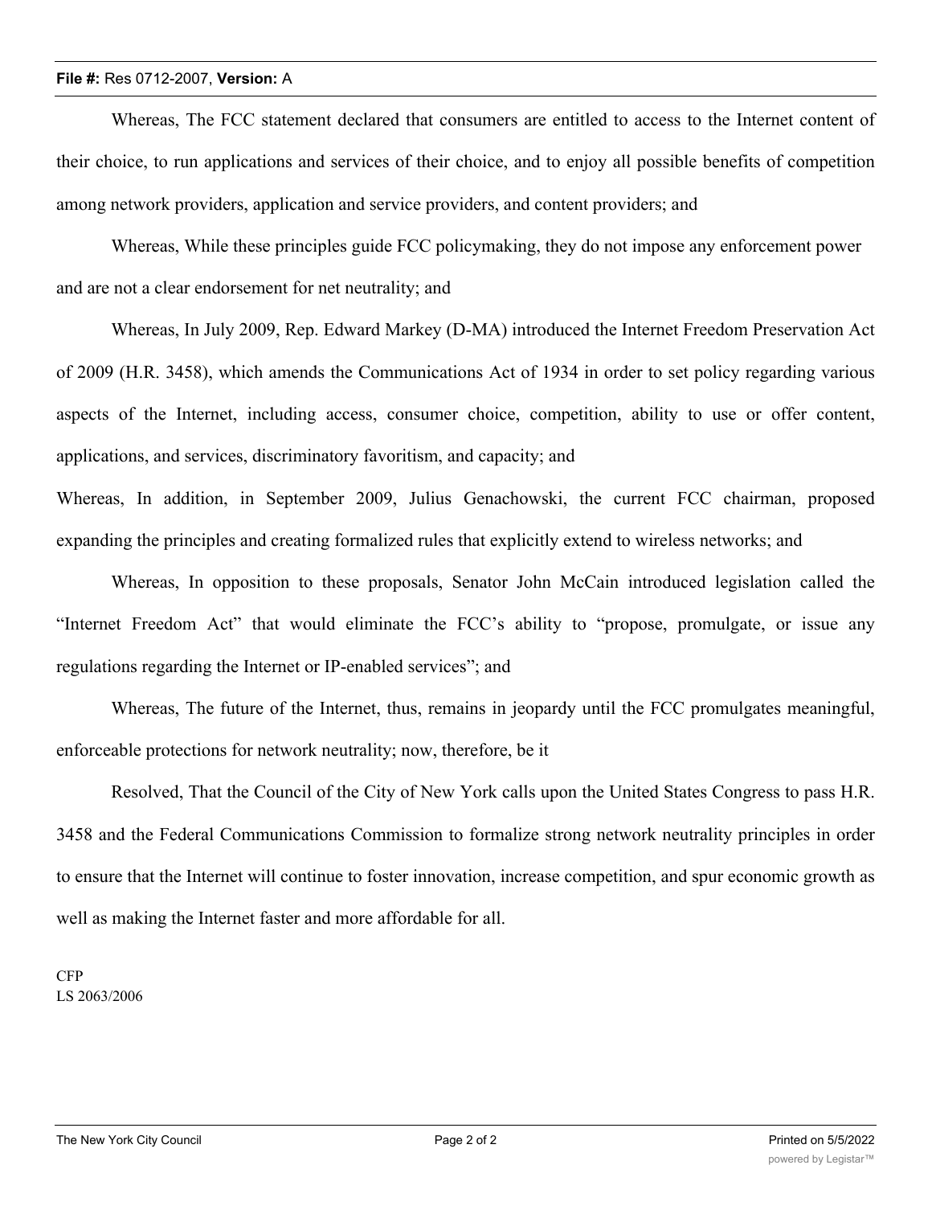Whereas, The FCC statement declared that consumers are entitled to access to the Internet content of their choice, to run applications and services of their choice, and to enjoy all possible benefits of competition among network providers, application and service providers, and content providers; and

Whereas, While these principles guide FCC policymaking, they do not impose any enforcement power and are not a clear endorsement for net neutrality; and

Whereas, In July 2009, Rep. Edward Markey (D-MA) introduced the Internet Freedom Preservation Act of 2009 (H.R. 3458), which amends the Communications Act of 1934 in order to set policy regarding various aspects of the Internet, including access, consumer choice, competition, ability to use or offer content, applications, and services, discriminatory favoritism, and capacity; and

Whereas, In addition, in September 2009, Julius Genachowski, the current FCC chairman, proposed expanding the principles and creating formalized rules that explicitly extend to wireless networks; and

Whereas, In opposition to these proposals, Senator John McCain introduced legislation called the "Internet Freedom Act" that would eliminate the FCC's ability to "propose, promulgate, or issue any regulations regarding the Internet or IP-enabled services"; and

Whereas, The future of the Internet, thus, remains in jeopardy until the FCC promulgates meaningful, enforceable protections for network neutrality; now, therefore, be it

Resolved, That the Council of the City of New York calls upon the United States Congress to pass H.R. 3458 and the Federal Communications Commission to formalize strong network neutrality principles in order to ensure that the Internet will continue to foster innovation, increase competition, and spur economic growth as well as making the Internet faster and more affordable for all.

CFP
LS 2063/2006